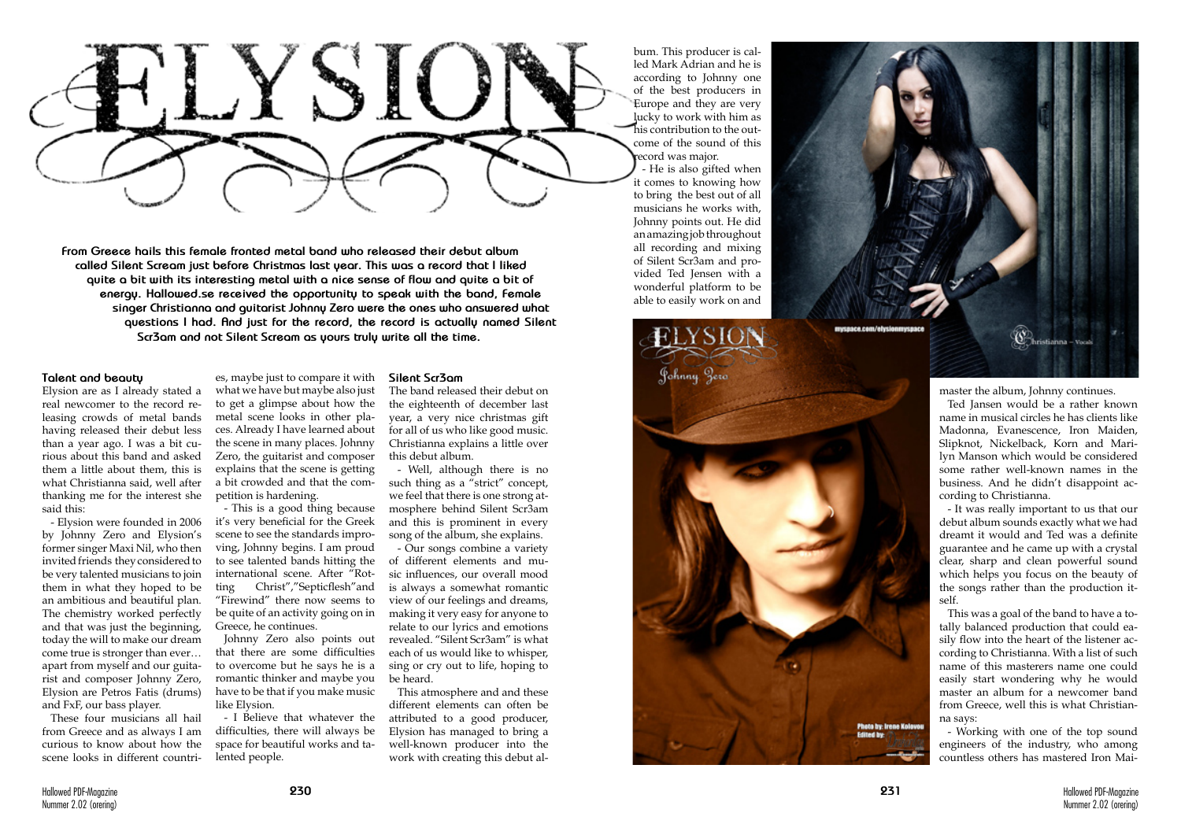# ELYSION

**From Greece hails this female fronted metal band who released their debut album called Silent Scream just before Christmas last year. This was a record that I liked quite a bit with its interesting metal with a nice sense of flow and quite a bit of energy. Hallowed.se received the opportunity to speak with the band, female singer Christianna and guitarist Johnny Zero were the ones who answered what questions I had. And just for the record, the record is actually named Silent Scr3am and not Silent Scream as yours truly write all the time.**

### Talent and beauty

Elysion are as I already stated a real newcomer to the record releasing crowds of metal bands having released their debut less than a year ago. I was a bit curious about this band and asked them a little about them, this is what Christianna said, well after thanking me for the interest she said this:

- Elysion were founded in 2006 by Johnny Zero and Elysion's former singer Maxi Nil, who then invited friends they considered to be very talented musicians to join them in what they hoped to be an ambitious and beautiful plan. The chemistry worked perfectly and that was just the beginning, today the will to make our dream come true is stronger than ever… apart from myself and our guitarist and composer Johnny Zero, Elysion are Petros Fatis (drums) and FxF, our bass player.

These four musicians all hail from Greece and as always I am curious to know about how the scene looks in different countries, maybe just to compare it with what we have but maybe also just to get a glimpse about how the metal scene looks in other places. Already I have learned about the scene in many places. Johnny Zero, the guitarist and composer explains that the scene is getting a bit crowded and that the competition is hardening.

- This is a good thing because it's very beneficial for the Greek scene to see the standards improving, Johnny begins. I am proud to see talented bands hitting the international scene. After "Rotting Christ","Septicflesh"and "Firewind" there now seems to be quite of an activity going on in Greece, he continues.

Johnny Zero also points out that there are some difficulties to overcome but he says he is a romantic thinker and maybe you have to be that if you make music like Elysion.

- I Believe that whatever the difficulties, there will always be space for beautiful works and talented people.

### Silent Scr3am

The band released their debut on the eighteenth of december last year, a very nice christmas gift for all of us who like good music. Christianna explains a little over this debut album.

- Well, although there is no such thing as a "strict" concept, we feel that there is one strong atmosphere behind Silent Scr3am and this is prominent in every song of the album, she explains.

- Our songs combine a variety of different elements and music influences, our overall mood is always a somewhat romantic view of our feelings and dreams, making it very easy for anyone to relate to our lyrics and emotions revealed. "Silent Scr3am" is what each of us would like to whisper, sing or cry out to life, hoping to be heard.

This atmosphere and and these different elements can often be attributed to a good producer, Elysion has managed to bring a well-known producer into the work with creating this debut album. This producer is called Mark Adrian and he is according to Johnny one of the best producers in Europe and they are very lucky to work with him as his contribution to the outcome of the sound of this record was major.

- He is also gifted when it comes to knowing how to bring the best out of all musicians he works with, Johnny points out. He did an amazing job throughout all recording and mixing of Silent Scr3am and provided Ted Jensen with a wonderful platform to be able to easily work on and master the album, Johnny continues.

Ted Jansen would be a rather known name in musical circles he has clients like Madonna, Evanescence, Iron Maiden, Slipknot, Nickelback, Korn and Marilyn Manson which would be considered some rather well-known names in the business. And he didn't disappoint according to Christianna.

- It was really important to us that our debut album sounds exactly what we had dreamt it would and Ted was a definite guarantee and he came up with a crystal clear, sharp and clean powerful sound which helps you focus on the beauty of the songs rather than the production itself.

This was a goal of the band to have a totally balanced production that could easily flow into the heart of the listener according to Christianna. With a list of such name of this masterers name one could easily start wondering why he would master an album for a newcomer band from Greece, well this is what Christianna says:

- Working with one of the top sound engineers of the industry, who among countless others has mastered Iron Mai-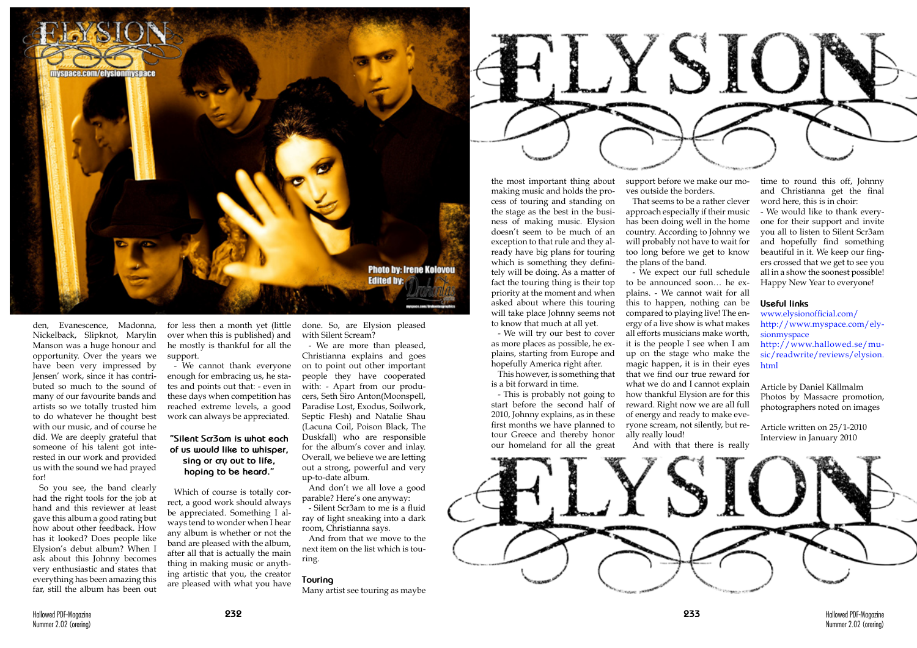den, Evanescence, Madonna, Nickelback, Slipknot, Marylin Manson was a huge honour and opportunity. Over the years we have been very impressed by Jensen' work, since it has contributed so much to the sound of many of our favourite bands and artists so we totally trusted him to do whatever he thought best with our music, and of course he did. We are deeply grateful that someone of his talent got interested in our work and provided us with the sound we had prayed for!

So you see, the band clearly had the right tools for the job at hand and this reviewer at least gave this album a good rating but how about other feedback. How has it looked? Does people like Elysion's debut album? When I ask about this Johnny becomes very enthusiastic and states that everything has been amazing this far, still the album has been out for less then a month yet (little over when this is published) and he mostly is thankful for all the support.

- We cannot thank everyone enough for embracing us, he states and points out that: - even in these days when competition has reached extreme levels, a good work can always be appreciated.

**"Silent Scr3am is what each of us would like to whisper, sing or cry out to life, hoping to be heard."**

Which of course is totally correct, a good work should always be appreciated. Something I always tend to wonder when I hear any album is whether or not the band are pleased with the album, after all that is actually the main thing in making music or anything artistic that you, the creator are pleased with what you have done. So, are Elysion pleased with Silent Scream?

- We are more than pleased, Christianna explains and goes on to point out other important people they have cooperated with: - Apart from our producers, Seth Siro Anton(Moonspell, Paradise Lost, Exodus, Soilwork, Septic Flesh) and Natalie Shau (Lacuna Coil, Poison Black, The Duskfall) who are responsible for the album's cover and inlay. Overall, we believe we are letting out a strong, powerful and very up-to-date album.

And don't we all love a good parable? Here's one anyway:

- Silent Scr3am to me is a fluid ray of light sneaking into a dark room, Christianna says.

And from that we move to the next item on the list which is touring.

### Touring

Many artist see touring as maybe the most important thing about making music and holds the process of touring and standing on the stage as the best in the business of making music. Elysion doesn't seem to be much of an exception to that rule and they already have big plans for touring which is something they definitely will be doing. As a matter of fact the touring thing is their top priority at the moment and when asked about where this touring will take place Johnny seems not to know that much at all yet.

- We will try our best to cover as more places as possible, he explains, starting from Europe and hopefully America right after.

This however, is something that is a bit forward in time.

- This is probably not going to start before the second half of 2010, Johnny explains, as in these first months we have planned to tour Greece and thereby honor our homeland for all the great support before we make our moves outside the borders.

That seems to be a rather clever approach especially if their music has been doing well in the home country. According to Johnny we will probably not have to wait for too long before we get to know the plans of the band.

- We expect our full schedule to be announced soon... he explains. - We cannot wait for all this to happen, nothing can be compared to playing live! The energy of a live show is what makes all efforts musicians make worth, it is the people I see when I am up on the stage who make the magic happen, it is in their eyes that we find our true reward for what we do and I cannot explain how thankful Elysion are for this reward. Right now we are all full of energy and ready to make everyone scream, not silently, but really really loud!

And with that there is really time to round this off, Johnny and Christianna get the final word here, this is in choir:

- We would like to thank everyone for their support and invite you all to listen to Silent Scr3am and hopefully find something beautiful in it. We keep our fingers crossed that we get to see you all in a show the soonest possible! Happy New Year to everyone!

### Useful links

www.elysionofficial.com/
http://www.myspace.com/elysionmyspace
http://www.hallowed.se/musik/readwrite/reviews/elysion.html

Article by Daniel Källmalm
Photos by Massacre promotion, photographers noted on images

Article written on 25/1-2010
Interview in January 2010